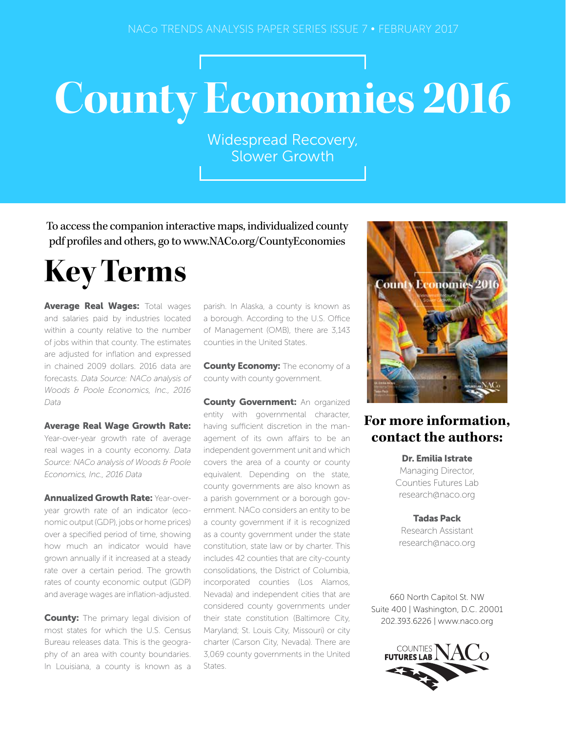NACo TRENDS ANALYSIS PAPER SERIES ISSUE 7 • FEBRUARY 2017

# County Economies 2016

Widespread Recovery, Slower Growth

To access the companion interactive maps, individualized county pdf profiles and others, go to www.NACo.org/CountyEconomies

## Key Terms

**Average Real Wages:** Total wages and salaries paid by industries located within a county relative to the number of jobs within that county. The estimates are adjusted for inflation and expressed in chained 2009 dollars. 2016 data are forecasts. *Data Source: NACo analysis of Woods & Poole Economics, Inc., 2016 Data*

**Average Real Wage Growth Rate:** Year-over-year growth rate of average real wages in a county economy. *Data Source: NACo analysis of Woods & Poole Economics, Inc., 2016 Data*

**Annualized Growth Rate:** Year-over-year growth rate of an indicator (economic output (GDP), jobs or home prices) over a specified period of time, showing how much an indicator would have grown annually if it increased at a steady rate over a certain period. The growth rates of county economic output (GDP) and average wages are inflation-adjusted.

**County:** The primary legal division of most states for which the U.S. Census Bureau releases data. This is the geography of an area with county boundaries. In Louisiana, a county is known as a parish. In Alaska, a county is known as a borough. According to the U.S. Office of Management (OMB), there are 3,143 counties in the United States.

**County Economy:** The economy of a county with county government.

**County Government:** An organized entity with governmental character, having sufficient discretion in the management of its own affairs to be an independent government unit and which covers the area of a county or county equivalent. Depending on the state, county governments are also known as a parish government or a borough government. NACo considers an entity to be a county government if it is recognized as a county government under the state constitution, state law or by charter. This includes 42 counties that are city-county consolidations, the District of Columbia, incorporated counties (Los Alamos, Nevada) and independent cities that are considered county governments under their state constitution (Baltimore City, Maryland; St. Louis City, Missouri) or city charter (Carson City, Nevada). There are 3,069 county governments in the United States.

### For more information, contact the authors:

**Dr. Emilia Istrate**
Managing Director,
Counties Futures Lab
research@naco.org

**Tadas Pack**
Research Assistant
research@naco.org

660 North Capitol St. NW
Suite 400 | Washington, D.C. 20001
202.393.6226 | www.naco.org

COUNTIES FUTURES LAB NACo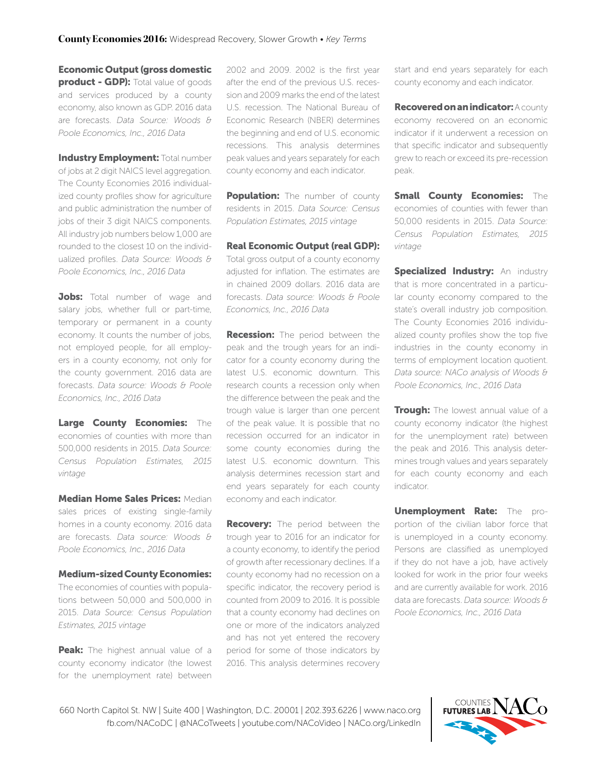**Economic Output (gross domestic product - GDP):** Total value of goods and services produced by a county economy, also known as GDP. 2016 data are forecasts. *Data Source: Woods & Poole Economics, Inc., 2016 Data*

**Industry Employment:** Total number of jobs at 2 digit NAICS level aggregation. The County Economies 2016 individualized county profiles show for agriculture and public administration the number of jobs of their 3 digit NAICS components. All industry job numbers below 1,000 are rounded to the closest 10 on the individualized profiles. *Data Source: Woods & Poole Economics, Inc., 2016 Data*

**Jobs:** Total number of wage and salary jobs, whether full or part-time, temporary or permanent in a county economy. It counts the number of jobs, not employed people, for all employers in a county economy, not only for the county government. 2016 data are forecasts. *Data source: Woods & Poole Economics, Inc., 2016 Data*

**Large County Economies:** The economies of counties with more than 500,000 residents in 2015. *Data Source: Census Population Estimates, 2015 vintage*

**Median Home Sales Prices:** Median sales prices of existing single-family homes in a county economy. 2016 data are forecasts. *Data source: Woods & Poole Economics, Inc., 2016 Data*

**Medium-sized County Economies:** The economies of counties with populations between 50,000 and 500,000 in 2015. *Data Source: Census Population Estimates, 2015 vintage*

**Peak:** The highest annual value of a county economy indicator (the lowest for the unemployment rate) between 2002 and 2009. 2002 is the first year after the end of the previous U.S. recession and 2009 marks the end of the latest U.S. recession. The National Bureau of Economic Research (NBER) determines the beginning and end of U.S. economic recessions. This analysis determines peak values and years separately for each county economy and each indicator.

**Population:** The number of county residents in 2015. *Data Source: Census Population Estimates, 2015 vintage*

**Real Economic Output (real GDP):** Total gross output of a county economy adjusted for inflation. The estimates are in chained 2009 dollars. 2016 data are forecasts. *Data source: Woods & Poole Economics, Inc., 2016 Data*

**Recession:** The period between the peak and the trough years for an indicator for a county economy during the latest U.S. economic downturn. This research counts a recession only when the difference between the peak and the trough value is larger than one percent of the peak value. It is possible that no recession occurred for an indicator in some county economies during the latest U.S. economic downturn. This analysis determines recession start and end years separately for each county economy and each indicator.

**Recovery:** The period between the trough year to 2016 for an indicator for a county economy, to identify the period of growth after recessionary declines. If a county economy had no recession on a specific indicator, the recovery period is counted from 2009 to 2016. It is possible that a county economy had declines on one or more of the indicators analyzed and has not yet entered the recovery period for some of those indicators by 2016. This analysis determines recovery start and end years separately for each county economy and each indicator.

**Recovered on an indicator:** A county economy recovered on an economic indicator if it underwent a recession on that specific indicator and subsequently grew to reach or exceed its pre-recession peak.

**Small County Economies:** The economies of counties with fewer than 50,000 residents in 2015. *Data Source: Census Population Estimates, 2015 vintage*

**Specialized Industry:** An industry that is more concentrated in a particular county economy compared to the state's overall industry job composition. The County Economies 2016 individualized county profiles show the top five industries in the county economy in terms of employment location quotient. *Data source: NACo analysis of Woods & Poole Economics, Inc., 2016 Data*

**Trough:** The lowest annual value of a county economy indicator (the highest for the unemployment rate) between the peak and 2016. This analysis determines trough values and years separately for each county economy and each indicator.

**Unemployment Rate:** The proportion of the civilian labor force that is unemployed in a county economy. Persons are classified as unemployed if they do not have a job, have actively looked for work in the prior four weeks and are currently available for work. 2016 data are forecasts. *Data source: Woods & Poole Economics, Inc., 2016 Data*

660 North Capitol St. NW | Suite 400 | Washington, D.C. 20001 | 202.393.6226 | www.naco.org
fb.com/NACoDC | @NACoTweets | youtube.com/NACoVideo | NACo.org/LinkedIn